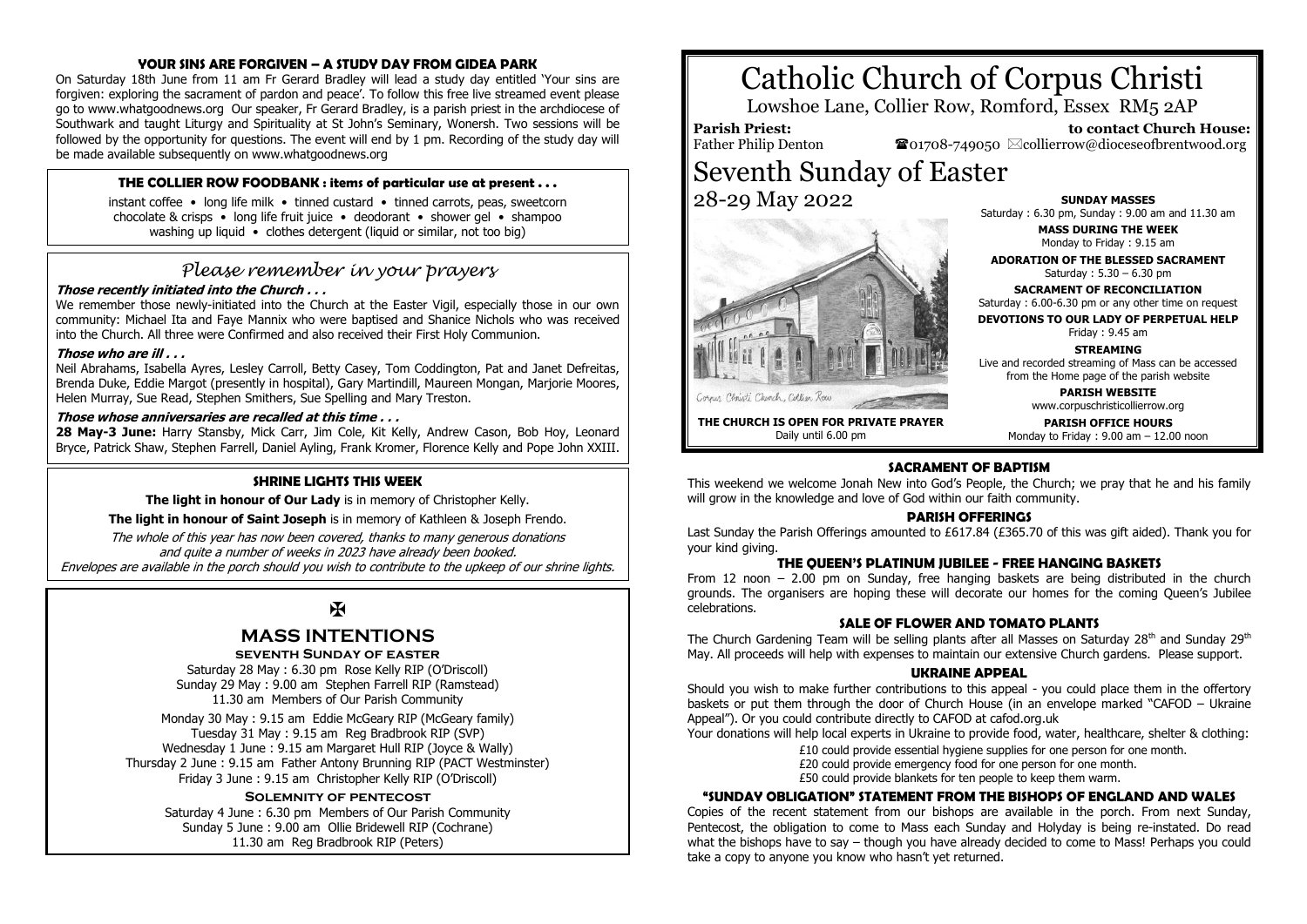# Catholic Church of Corpus Christi

Lowshoe Lane, Collier Row, Romford, Essex RM5 2AP

**Parish Priest:** Father Philip Denton

**to contact Church House:** ☎01708-749050 ✉collierrow@dioceseofbrentwood.org

## Seventh Sunday of Easter

28-29 May 2022

**THE CHURCH IS OPEN FOR PRIVATE PRAYER**
Daily until 6.00 pm

**SUNDAY MASSES**
Saturday : 6.30 pm, Sunday : 9.00 am and 11.30 am

**MASS DURING THE WEEK**
Monday to Friday : 9.15 am

**ADORATION OF THE BLESSED SACRAMENT**
Saturday : 5.30 – 6.30 pm

**SACRAMENT OF RECONCILIATION**
Saturday : 6.00-6.30 pm or any other time on request

**DEVOTIONS TO OUR LADY OF PERPETUAL HELP**
Friday : 9.45 am

**STREAMING**
Live and recorded streaming of Mass can be accessed from the Home page of the parish website

**PARISH WEBSITE**
www.corpuschristicollierrow.org

**PARISH OFFICE HOURS**
Monday to Friday : 9.00 am – 12.00 noon

### YOUR SINS ARE FORGIVEN – A STUDY DAY FROM GIDEA PARK

On Saturday 18th June from 11 am Fr Gerard Bradley will lead a study day entitled 'Your sins are forgiven: exploring the sacrament of pardon and peace'. To follow this free live streamed event please go to www.whatgoodnews.org Our speaker, Fr Gerard Bradley, is a parish priest in the archdiocese of Southwark and taught Liturgy and Spirituality at St John's Seminary, Wonersh. Two sessions will be followed by the opportunity for questions. The event will end by 1 pm. Recording of the study day will be made available subsequently on www.whatgoodnews.org

### THE COLLIER ROW FOODBANK : items of particular use at present . . .

instant coffee • long life milk • tinned custard • tinned carrots, peas, sweetcorn chocolate & crisps • long life fruit juice • deodorant • shower gel • shampoo washing up liquid • clothes detergent (liquid or similar, not too big)

### *Please remember in your prayers*

***Those recently initiated into the Church . . .***

We remember those newly-initiated into the Church at the Easter Vigil, especially those in our own community: Michael Ita and Faye Mannix who were baptised and Shanice Nichols who was received into the Church. All three were Confirmed and also received their First Holy Communion.

***Those who are ill . . .***

Neil Abrahams, Isabella Ayres, Lesley Carroll, Betty Casey, Tom Coddington, Pat and Janet Defreitas, Brenda Duke, Eddie Margot (presently in hospital), Gary Martindill, Maureen Mongan, Marjorie Moores, Helen Murray, Sue Read, Stephen Smithers, Sue Spelling and Mary Treston.

***Those whose anniversaries are recalled at this time . . .***

**28 May-3 June:** Harry Stansby, Mick Carr, Jim Cole, Kit Kelly, Andrew Cason, Bob Hoy, Leonard Bryce, Patrick Shaw, Stephen Farrell, Daniel Ayling, Frank Kromer, Florence Kelly and Pope John XXIII.

### SHRINE LIGHTS THIS WEEK

**The light in honour of Our Lady** is in memory of Christopher Kelly.

**The light in honour of Saint Joseph** is in memory of Kathleen & Joseph Frendo.

*The whole of this year has now been covered, thanks to many generous donations and quite a number of weeks in 2023 have already been booked. Envelopes are available in the porch should you wish to contribute to the upkeep of our shrine lights.*

✠

### MASS INTENTIONS

**SEVENTH SUNDAY OF EASTER**

Saturday 28 May : 6.30 pm Rose Kelly RIP (O'Driscoll)
Sunday 29 May : 9.00 am Stephen Farrell RIP (Ramstead)
11.30 am Members of Our Parish Community

Monday 30 May : 9.15 am Eddie McGeary RIP (McGeary family)
Tuesday 31 May : 9.15 am Reg Bradbrook RIP (SVP)
Wednesday 1 June : 9.15 am Margaret Hull RIP (Joyce & Wally)
Thursday 2 June : 9.15 am Father Antony Brunning RIP (PACT Westminster)
Friday 3 June : 9.15 am Christopher Kelly RIP (O'Driscoll)

**SOLEMNITY OF PENTECOST**

Saturday 4 June : 6.30 pm Members of Our Parish Community
Sunday 5 June : 9.00 am Ollie Bridewell RIP (Cochrane)
11.30 am Reg Bradbrook RIP (Peters)

### SACRAMENT OF BAPTISM

This weekend we welcome Jonah New into God's People, the Church; we pray that he and his family will grow in the knowledge and love of God within our faith community.

### PARISH OFFERINGS

Last Sunday the Parish Offerings amounted to £617.84 (£365.70 of this was gift aided). Thank you for your kind giving.

### THE QUEEN'S PLATINUM JUBILEE - FREE HANGING BASKETS

From 12 noon – 2.00 pm on Sunday, free hanging baskets are being distributed in the church grounds. The organisers are hoping these will decorate our homes for the coming Queen's Jubilee celebrations.

### SALE OF FLOWER AND TOMATO PLANTS

The Church Gardening Team will be selling plants after all Masses on Saturday 28th and Sunday 29th May. All proceeds will help with expenses to maintain our extensive Church gardens. Please support.

### UKRAINE APPEAL

Should you wish to make further contributions to this appeal - you could place them in the offertory baskets or put them through the door of Church House (in an envelope marked "CAFOD – Ukraine Appeal"). Or you could contribute directly to CAFOD at cafod.org.uk

Your donations will help local experts in Ukraine to provide food, water, healthcare, shelter & clothing:

£10 could provide essential hygiene supplies for one person for one month.
£20 could provide emergency food for one person for one month.
£50 could provide blankets for ten people to keep them warm.

### "SUNDAY OBLIGATION" STATEMENT FROM THE BISHOPS OF ENGLAND AND WALES

Copies of the recent statement from our bishops are available in the porch. From next Sunday, Pentecost, the obligation to come to Mass each Sunday and Holyday is being re-instated. Do read what the bishops have to say – though you have already decided to come to Mass! Perhaps you could take a copy to anyone you know who hasn't yet returned.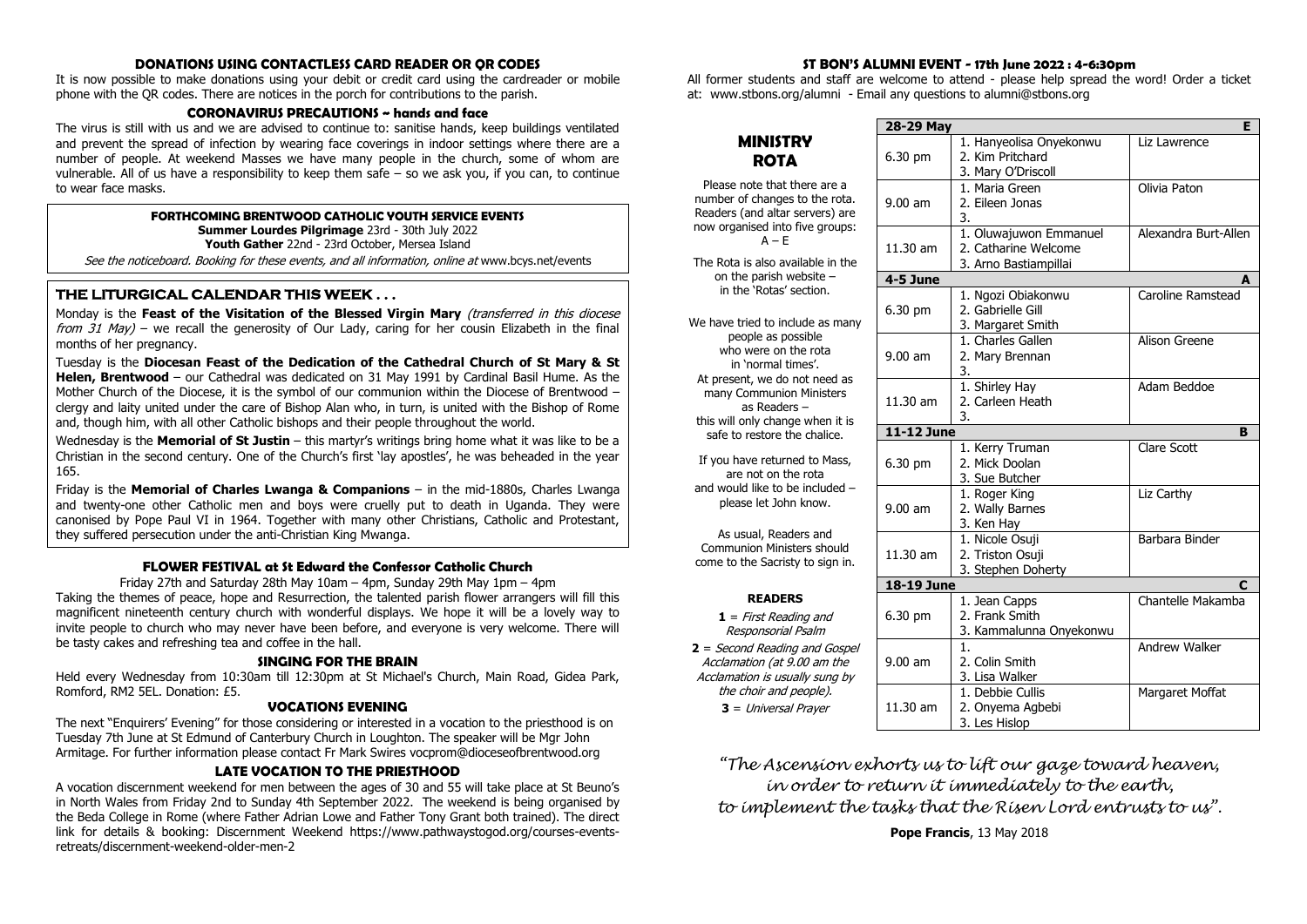### DONATIONS USING CONTACTLESS CARD READER OR QR CODES

It is now possible to make donations using your debit or credit card using the cardreader or mobile phone with the QR codes. There are notices in the porch for contributions to the parish.

### CORONAVIRUS PRECAUTIONS ~ hands and face

The virus is still with us and we are advised to continue to: sanitise hands, keep buildings ventilated and prevent the spread of infection by wearing face coverings in indoor settings where there are a number of people. At weekend Masses we have many people in the church, some of whom are vulnerable. All of us have a responsibility to keep them safe – so we ask you, if you can, to continue to wear face masks.

### FORTHCOMING BRENTWOOD CATHOLIC YOUTH SERVICE EVENTS

**Summer Lourdes Pilgrimage** 23rd - 30th July 2022
**Youth Gather** 22nd - 23rd October, Mersea Island

*See the noticeboard. Booking for these events, and all information, online at* www.bcys.net/events

### THE LITURGICAL CALENDAR THIS WEEK . . .

Monday is the **Feast of the Visitation of the Blessed Virgin Mary** *(transferred in this diocese from 31 May)* – we recall the generosity of Our Lady, caring for her cousin Elizabeth in the final months of her pregnancy.

Tuesday is the **Diocesan Feast of the Dedication of the Cathedral Church of St Mary & St Helen, Brentwood** – our Cathedral was dedicated on 31 May 1991 by Cardinal Basil Hume. As the Mother Church of the Diocese, it is the symbol of our communion within the Diocese of Brentwood – clergy and laity united under the care of Bishop Alan who, in turn, is united with the Bishop of Rome and, though him, with all other Catholic bishops and their people throughout the world.

Wednesday is the **Memorial of St Justin** – this martyr's writings bring home what it was like to be a Christian in the second century. One of the Church's first 'lay apostles', he was beheaded in the year 165.

Friday is the **Memorial of Charles Lwanga & Companions** – in the mid-1880s, Charles Lwanga and twenty-one other Catholic men and boys were cruelly put to death in Uganda. They were canonised by Pope Paul VI in 1964. Together with many other Christians, Catholic and Protestant, they suffered persecution under the anti-Christian King Mwanga.

### FLOWER FESTIVAL at St Edward the Confessor Catholic Church

Friday 27th and Saturday 28th May 10am – 4pm, Sunday 29th May 1pm – 4pm

Taking the themes of peace, hope and Resurrection, the talented parish flower arrangers will fill this magnificent nineteenth century church with wonderful displays. We hope it will be a lovely way to invite people to church who may never have been before, and everyone is very welcome. There will be tasty cakes and refreshing tea and coffee in the hall.

### SINGING FOR THE BRAIN

Held every Wednesday from 10:30am till 12:30pm at St Michael's Church, Main Road, Gidea Park, Romford, RM2 5EL. Donation: £5.

### VOCATIONS EVENING

The next "Enquirers' Evening" for those considering or interested in a vocation to the priesthood is on Tuesday 7th June at St Edmund of Canterbury Church in Loughton. The speaker will be Mgr John Armitage. For further information please contact Fr Mark Swires vocprom@dioceseofbrentwood.org

### LATE VOCATION TO THE PRIESTHOOD

A vocation discernment weekend for men between the ages of 30 and 55 will take place at St Beuno's in North Wales from Friday 2nd to Sunday 4th September 2022. The weekend is being organised by the Beda College in Rome (where Father Adrian Lowe and Father Tony Grant both trained). The direct link for details & booking: Discernment Weekend https://www.pathwaystogod.org/courses-events-retreats/discernment-weekend-older-men-2

### ST BON'S ALUMNI EVENT - 17th June 2022 : 4-6:30pm

All former students and staff are welcome to attend - please help spread the word! Order a ticket at: www.stbons.org/alumni - Email any questions to alumni@stbons.org

## MINISTRY ROTA

Please note that there are a number of changes to the rota. Readers (and altar servers) are now organised into five groups: A – E

The Rota is also available in the on the parish website – in the 'Rotas' section.

We have tried to include as many people as possible who were on the rota in 'normal times'. At present, we do not need as many Communion Ministers as Readers – this will only change when it is safe to restore the chalice.

If you have returned to Mass, are not on the rota and would like to be included – please let John know.

As usual, Readers and Communion Ministers should come to the Sacristy to sign in.

**READERS**

**1** = *First Reading and Responsorial Psalm*

**2** = *Second Reading and Gospel Acclamation (at 9.00 am the Acclamation is usually sung by the choir and people).*

**3** = *Universal Prayer*

| | | | |
|---|---|---|---|
| **28-29 May** | | | **E** |
| 6.30 pm | 1. Hanyeolisa Onyekonwu<br>2. Kim Pritchard<br>3. Mary O'Driscoll | Liz Lawrence | |
| 9.00 am | 1. Maria Green<br>2. Eileen Jonas<br>3. | Olivia Paton | |
| 11.30 am | 1. Oluwajuwon Emmanuel<br>2. Catharine Welcome<br>3. Arno Bastiampillai | Alexandra Burt-Allen | |
| **4-5 June** | | | **A** |
| 6.30 pm | 1. Ngozi Obiakonwu<br>2. Gabrielle Gill<br>3. Margaret Smith | Caroline Ramstead | |
| 9.00 am | 1. Charles Gallen<br>2. Mary Brennan<br>3. | Alison Greene | |
| 11.30 am | 1. Shirley Hay<br>2. Carleen Heath<br>3. | Adam Beddoe | |
| **11-12 June** | | | **B** |
| 6.30 pm | 1. Kerry Truman<br>2. Mick Doolan<br>3. Sue Butcher | Clare Scott | |
| 9.00 am | 1. Roger King<br>2. Wally Barnes<br>3. Ken Hay | Liz Carthy | |
| 11.30 am | 1. Nicole Osuji<br>2. Triston Osuji<br>3. Stephen Doherty | Barbara Binder | |
| **18-19 June** | | | **C** |
| 6.30 pm | 1. Jean Capps<br>2. Frank Smith<br>3. Kammalunna Onyekonwu | Chantelle Makamba | |
| 9.00 am | 1.<br>2. Colin Smith<br>3. Lisa Walker | Andrew Walker | |
| 11.30 am | 1. Debbie Cullis<br>2. Onyema Agbebi<br>3. Les Hislop | Margaret Moffat | |

*"The Ascension exhorts us to lift our gaze toward heaven, in order to return it immediately to the earth, to implement the tasks that the Risen Lord entrusts to us".*

**Pope Francis**, 13 May 2018